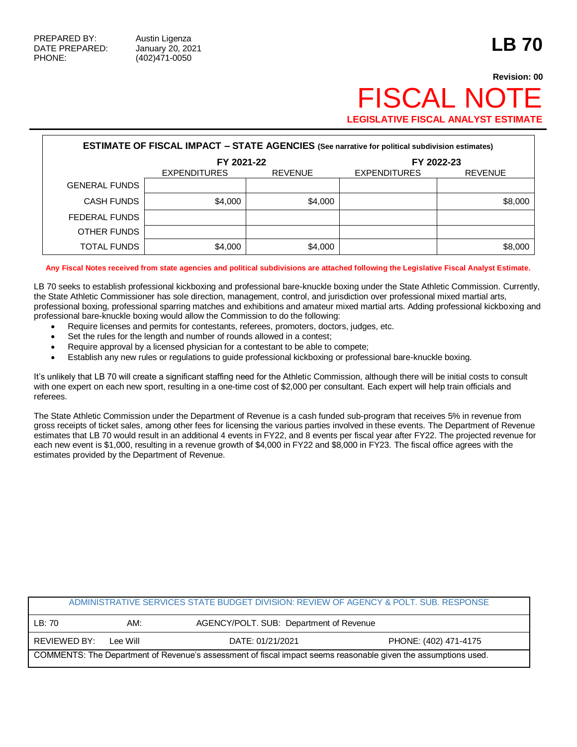PREPARED BY: Austin Ligenza
DATE PREPARED: January 20, 2021
PHONE: (402)471-0050

# LB 70

**Revision: 00**

# FISCAL NOTE

**LEGISLATIVE FISCAL ANALYST ESTIMATE**

**ESTIMATE OF FISCAL IMPACT – STATE AGENCIES** (See narrative for political subdivision estimates)

| | FY 2021-22 | | FY 2022-23 | |
|---|---|---|---|---|
| | EXPENDITURES | REVENUE | EXPENDITURES | REVENUE |
| GENERAL FUNDS | | | | |
| CASH FUNDS | $4,000 | $4,000 | | $8,000 |
| FEDERAL FUNDS | | | | |
| OTHER FUNDS | | | | |
| TOTAL FUNDS | $4,000 | $4,000 | | $8,000 |

**Any Fiscal Notes received from state agencies and political subdivisions are attached following the Legislative Fiscal Analyst Estimate.**

LB 70 seeks to establish professional kickboxing and professional bare-knuckle boxing under the State Athletic Commission. Currently, the State Athletic Commissioner has sole direction, management, control, and jurisdiction over professional mixed martial arts, professional boxing, professional sparring matches and exhibitions and amateur mixed martial arts. Adding professional kickboxing and professional bare-knuckle boxing would allow the Commission to do the following:

- Require licenses and permits for contestants, referees, promoters, doctors, judges, etc.
- Set the rules for the length and number of rounds allowed in a contest;
- Require approval by a licensed physician for a contestant to be able to compete;
- Establish any new rules or regulations to guide professional kickboxing or professional bare-knuckle boxing.

It's unlikely that LB 70 will create a significant staffing need for the Athletic Commission, although there will be initial costs to consult with one expert on each new sport, resulting in a one-time cost of $2,000 per consultant. Each expert will help train officials and referees.

The State Athletic Commission under the Department of Revenue is a cash funded sub-program that receives 5% in revenue from gross receipts of ticket sales, among other fees for licensing the various parties involved in these events. The Department of Revenue estimates that LB 70 would result in an additional 4 events in FY22, and 8 events per fiscal year after FY22. The projected revenue for each new event is $1,000, resulting in a revenue growth of $4,000 in FY22 and $8,000 in FY23. The fiscal office agrees with the estimates provided by the Department of Revenue.

| ADMINISTRATIVE SERVICES STATE BUDGET DIVISION: REVIEW OF AGENCY & POLT. SUB. RESPONSE | | | |
|---|---|---|---|
| LB: 70 | AM: | AGENCY/POLT. SUB: Department of Revenue | |
| REVIEWED BY: Lee Will | | DATE: 01/21/2021 | PHONE: (402) 471-4175 |
| COMMENTS: The Department of Revenue's assessment of fiscal impact seems reasonable given the assumptions used. | | | |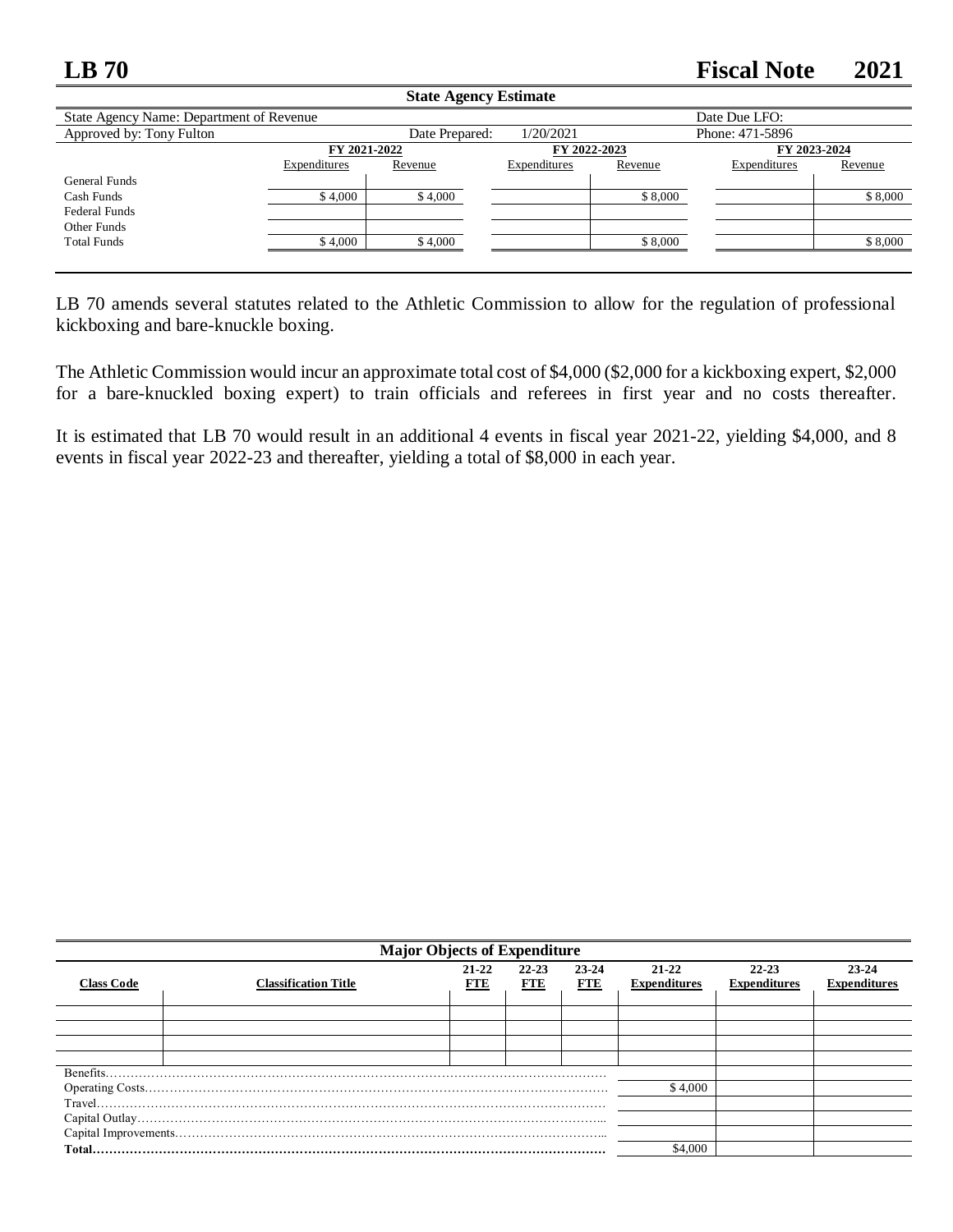# LB 70 — Fiscal Note — 2021

**State Agency Estimate**

| State Agency Name: Department of Revenue | | | | Date Due LFO: | |
|---|---|---|---|---|---|
| Approved by: Tony Fulton | | Date Prepared: 1/20/2021 | | Phone: 471-5896 | |

| | FY 2021-2022 | | FY 2022-2023 | | FY 2023-2024 | |
|---|---|---|---|---|---|---|
| | Expenditures | Revenue | Expenditures | Revenue | Expenditures | Revenue |
| General Funds | | | | | | |
| Cash Funds | $ 4,000 | $ 4,000 | | $ 8,000 | | $ 8,000 |
| Federal Funds | | | | | | |
| Other Funds | | | | | | |
| Total Funds | $ 4,000 | $ 4,000 | | $ 8,000 | | $ 8,000 |

LB 70 amends several statutes related to the Athletic Commission to allow for the regulation of professional kickboxing and bare-knuckle boxing.

The Athletic Commission would incur an approximate total cost of $4,000 ($2,000 for a kickboxing expert, $2,000 for a bare-knuckled boxing expert) to train officials and referees in first year and no costs thereafter.

It is estimated that LB 70 would result in an additional 4 events in fiscal year 2021-22, yielding $4,000, and 8 events in fiscal year 2022-23 and thereafter, yielding a total of $8,000 in each year.

**Major Objects of Expenditure**

| Class Code | Classification Title | 21-22 FTE | 22-23 FTE | 23-24 FTE | 21-22 Expenditures | 22-23 Expenditures | 23-24 Expenditures |
|---|---|---|---|---|---|---|---|
| | | | | | | | |
| | | | | | | | |
| | | | | | | | |
| | | | | | | | |
| Benefits | | | | | | | |
| Operating Costs | | | | | $ 4,000 | | |
| Travel | | | | | | | |
| Capital Outlay | | | | | | | |
| Capital Improvements | | | | | | | |
| **Total** | | | | | $4,000 | | |